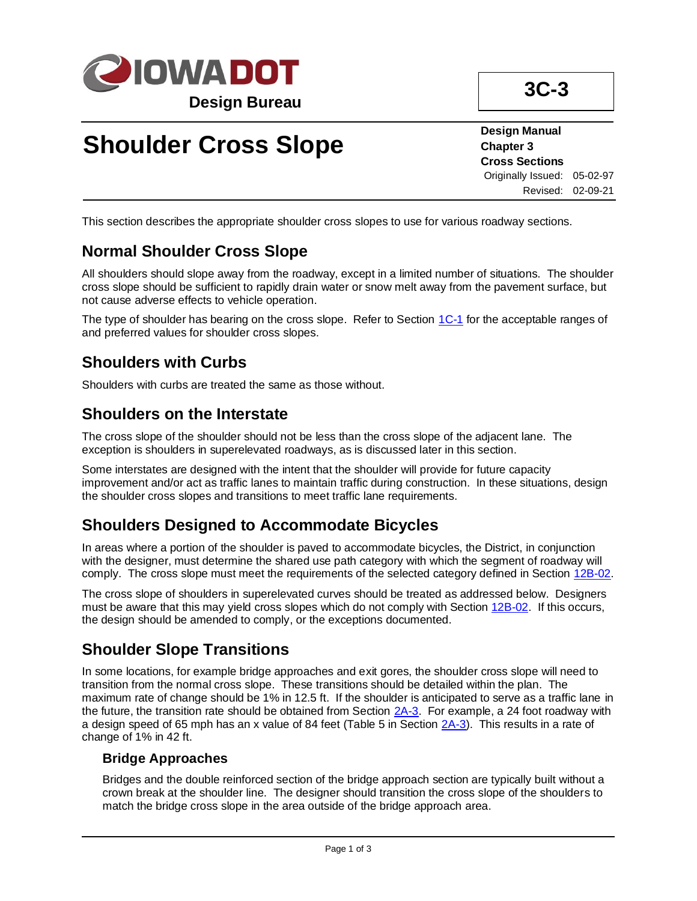**IOWA DOT**
**Design Bureau**

**3C-3**

# Shoulder Cross Slope

**Design Manual**
**Chapter 3**
**Cross Sections**
Originally Issued: 05-02-97
Revised: 02-09-21

This section describes the appropriate shoulder cross slopes to use for various roadway sections.

## Normal Shoulder Cross Slope

All shoulders should slope away from the roadway, except in a limited number of situations. The shoulder cross slope should be sufficient to rapidly drain water or snow melt away from the pavement surface, but not cause adverse effects to vehicle operation.

The type of shoulder has bearing on the cross slope. Refer to Section 1C-1 for the acceptable ranges of and preferred values for shoulder cross slopes.

## Shoulders with Curbs

Shoulders with curbs are treated the same as those without.

## Shoulders on the Interstate

The cross slope of the shoulder should not be less than the cross slope of the adjacent lane. The exception is shoulders in superelevated roadways, as is discussed later in this section.

Some interstates are designed with the intent that the shoulder will provide for future capacity improvement and/or act as traffic lanes to maintain traffic during construction. In these situations, design the shoulder cross slopes and transitions to meet traffic lane requirements.

## Shoulders Designed to Accommodate Bicycles

In areas where a portion of the shoulder is paved to accommodate bicycles, the District, in conjunction with the designer, must determine the shared use path category with which the segment of roadway will comply. The cross slope must meet the requirements of the selected category defined in Section 12B-02.

The cross slope of shoulders in superelevated curves should be treated as addressed below. Designers must be aware that this may yield cross slopes which do not comply with Section 12B-02. If this occurs, the design should be amended to comply, or the exceptions documented.

## Shoulder Slope Transitions

In some locations, for example bridge approaches and exit gores, the shoulder cross slope will need to transition from the normal cross slope. These transitions should be detailed within the plan. The maximum rate of change should be 1% in 12.5 ft. If the shoulder is anticipated to serve as a traffic lane in the future, the transition rate should be obtained from Section 2A-3. For example, a 24 foot roadway with a design speed of 65 mph has an x value of 84 feet (Table 5 in Section 2A-3). This results in a rate of change of 1% in 42 ft.

### Bridge Approaches

Bridges and the double reinforced section of the bridge approach section are typically built without a crown break at the shoulder line. The designer should transition the cross slope of the shoulders to match the bridge cross slope in the area outside of the bridge approach area.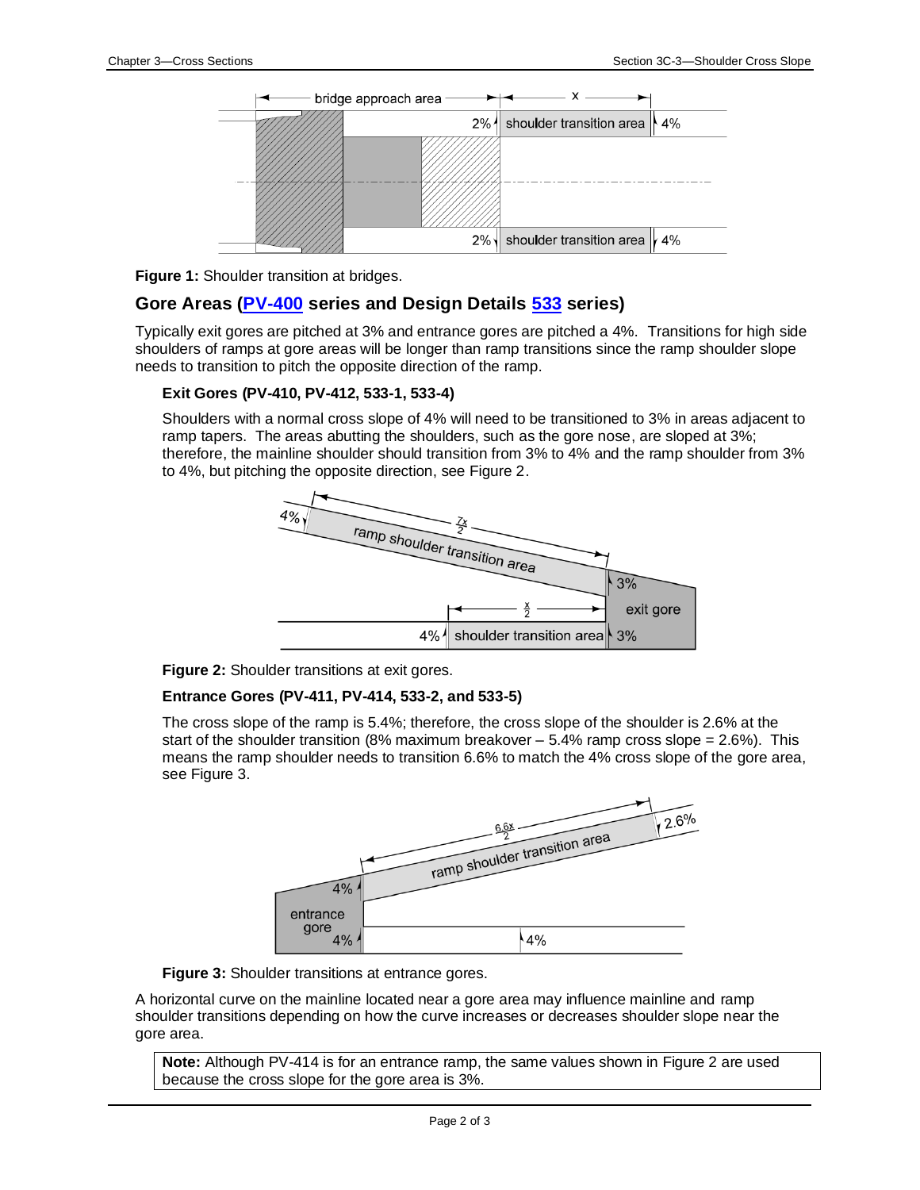**Figure 1:** Shoulder transition at bridges.

## Gore Areas (PV-400 series and Design Details 533 series)

Typically exit gores are pitched at 3% and entrance gores are pitched a 4%. Transitions for high side shoulders of ramps at gore areas will be longer than ramp transitions since the ramp shoulder slope needs to transition to pitch the opposite direction of the ramp.

### Exit Gores (PV-410, PV-412, 533-1, 533-4)

Shoulders with a normal cross slope of 4% will need to be transitioned to 3% in areas adjacent to ramp tapers. The areas abutting the shoulders, such as the gore nose, are sloped at 3%; therefore, the mainline shoulder should transition from 3% to 4% and the ramp shoulder from 3% to 4%, but pitching the opposite direction, see Figure 2.

**Figure 2:** Shoulder transitions at exit gores.

### Entrance Gores (PV-411, PV-414, 533-2, and 533-5)

The cross slope of the ramp is 5.4%; therefore, the cross slope of the shoulder is 2.6% at the start of the shoulder transition (8% maximum breakover – 5.4% ramp cross slope = 2.6%). This means the ramp shoulder needs to transition 6.6% to match the 4% cross slope of the gore area, see Figure 3.

**Figure 3:** Shoulder transitions at entrance gores.

A horizontal curve on the mainline located near a gore area may influence mainline and ramp shoulder transitions depending on how the curve increases or decreases shoulder slope near the gore area.

**Note:** Although PV-414 is for an entrance ramp, the same values shown in Figure 2 are used because the cross slope for the gore area is 3%.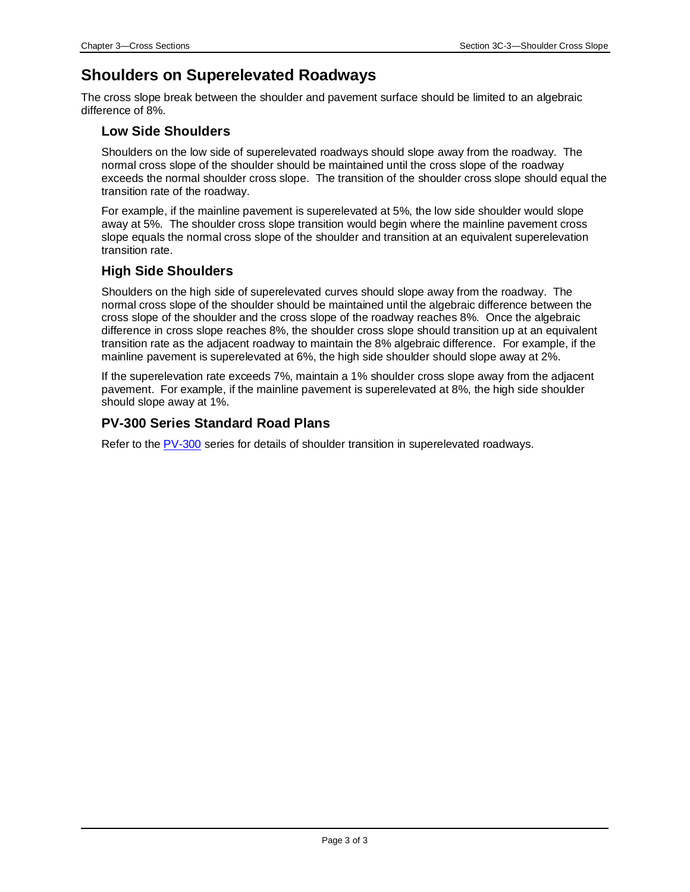# Shoulders on Superelevated Roadways

The cross slope break between the shoulder and pavement surface should be limited to an algebraic difference of 8%.

## Low Side Shoulders

Shoulders on the low side of superelevated roadways should slope away from the roadway. The normal cross slope of the shoulder should be maintained until the cross slope of the roadway exceeds the normal shoulder cross slope. The transition of the shoulder cross slope should equal the transition rate of the roadway.

For example, if the mainline pavement is superelevated at 5%, the low side shoulder would slope away at 5%. The shoulder cross slope transition would begin where the mainline pavement cross slope equals the normal cross slope of the shoulder and transition at an equivalent superelevation transition rate.

## High Side Shoulders

Shoulders on the high side of superelevated curves should slope away from the roadway. The normal cross slope of the shoulder should be maintained until the algebraic difference between the cross slope of the shoulder and the cross slope of the roadway reaches 8%. Once the algebraic difference in cross slope reaches 8%, the shoulder cross slope should transition up at an equivalent transition rate as the adjacent roadway to maintain the 8% algebraic difference. For example, if the mainline pavement is superelevated at 6%, the high side shoulder should slope away at 2%.

If the superelevation rate exceeds 7%, maintain a 1% shoulder cross slope away from the adjacent pavement. For example, if the mainline pavement is superelevated at 8%, the high side shoulder should slope away at 1%.

## PV-300 Series Standard Road Plans

Refer to the PV-300 series for details of shoulder transition in superelevated roadways.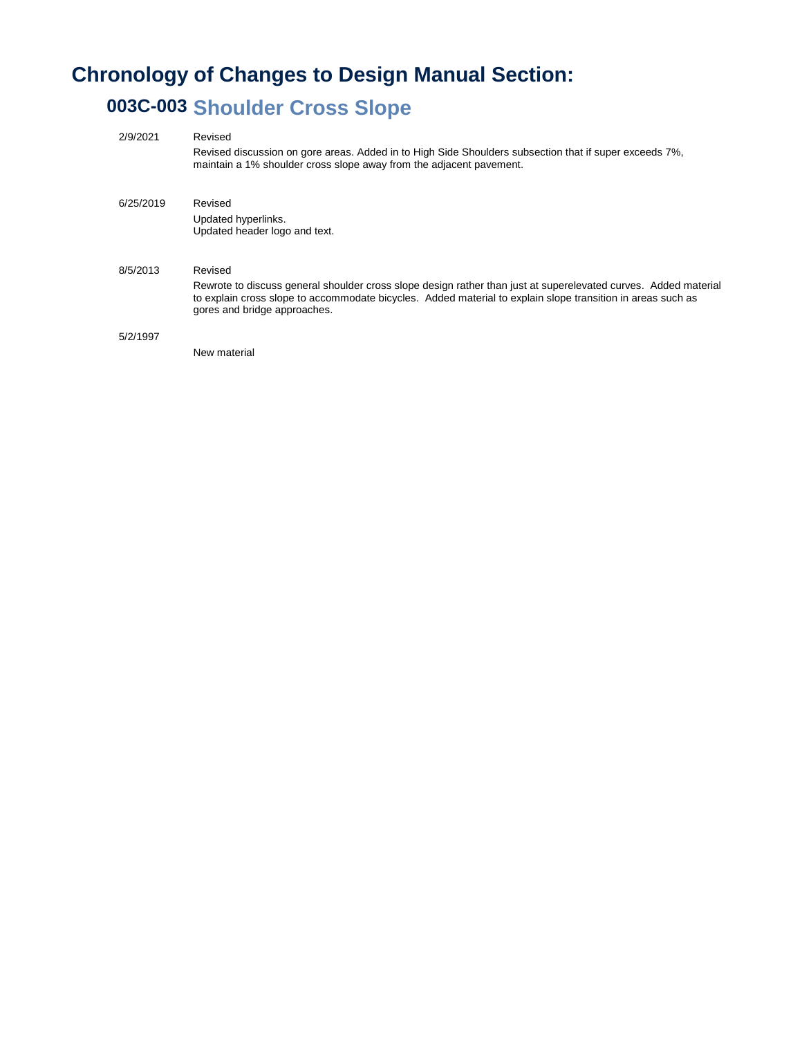# Chronology of Changes to Design Manual Section:

## 003C-003 Shoulder Cross Slope

2/9/2021 Revised

Revised discussion on gore areas. Added in to High Side Shoulders subsection that if super exceeds 7%, maintain a 1% shoulder cross slope away from the adjacent pavement.

6/25/2019 Revised

Updated hyperlinks.
Updated header logo and text.

8/5/2013 Revised

Rewrote to discuss general shoulder cross slope design rather than just at superelevated curves. Added material to explain cross slope to accommodate bicycles. Added material to explain slope transition in areas such as gores and bridge approaches.

5/2/1997

New material